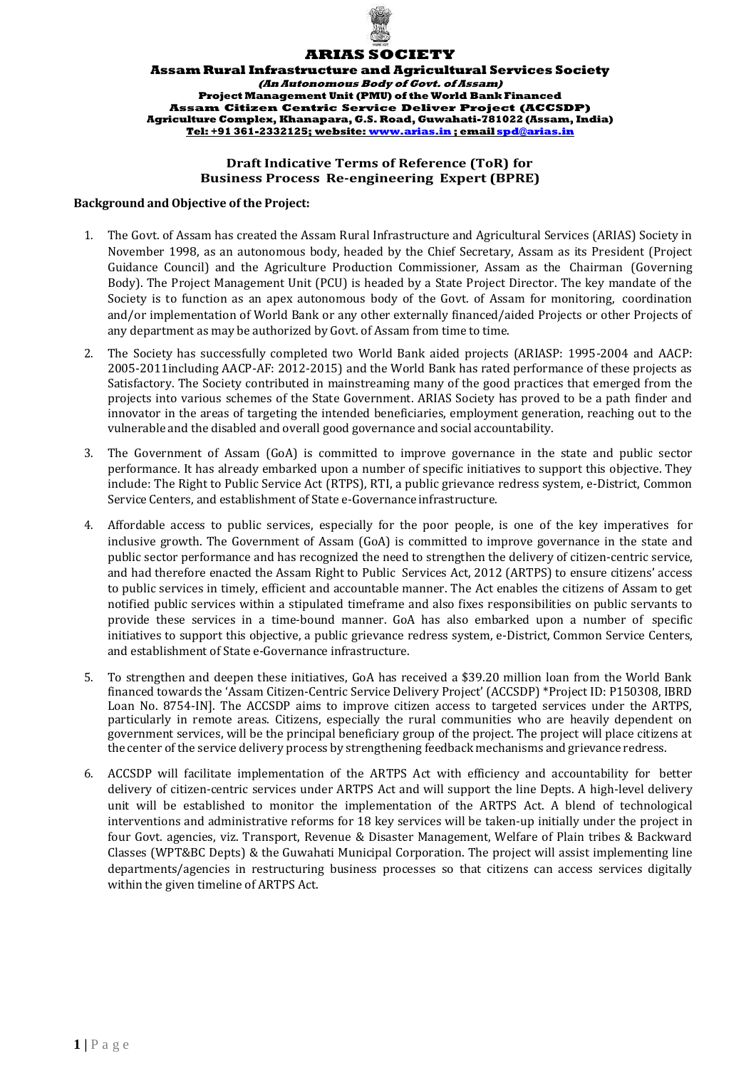# ARIAS SOCIETY

**Assam Rural Infrastructure and Agricultural Services Society**
***(An Autonomous Body of Govt. of Assam)***
**Project Management Unit (PMU) of the World Bank Financed**
**Assam Citizen Centric Service Deliver Project (ACCSDP)**
**Agriculture Complex, Khanapara, G.S. Road, Guwahati-781022 (Assam, India)**
**Tel: +91 361-2332125; website: www.arias.in ; email spd@arias.in**

## Draft Indicative Terms of Reference (ToR) for Business Process Re-engineering Expert (BPRE)

### Background and Objective of the Project:

1. The Govt. of Assam has created the Assam Rural Infrastructure and Agricultural Services (ARIAS) Society in November 1998, as an autonomous body, headed by the Chief Secretary, Assam as its President (Project Guidance Council) and the Agriculture Production Commissioner, Assam as the Chairman (Governing Body). The Project Management Unit (PCU) is headed by a State Project Director. The key mandate of the Society is to function as an apex autonomous body of the Govt. of Assam for monitoring, coordination and/or implementation of World Bank or any other externally financed/aided Projects or other Projects of any department as may be authorized by Govt. of Assam from time to time.

2. The Society has successfully completed two World Bank aided projects (ARIASP: 1995-2004 and AACP: 2005-2011including AACP-AF: 2012-2015) and the World Bank has rated performance of these projects as Satisfactory. The Society contributed in mainstreaming many of the good practices that emerged from the projects into various schemes of the State Government. ARIAS Society has proved to be a path finder and innovator in the areas of targeting the intended beneficiaries, employment generation, reaching out to the vulnerable and the disabled and overall good governance and social accountability.

3. The Government of Assam (GoA) is committed to improve governance in the state and public sector performance. It has already embarked upon a number of specific initiatives to support this objective. They include: The Right to Public Service Act (RTPS), RTI, a public grievance redress system, e-District, Common Service Centers, and establishment of State e-Governance infrastructure.

4. Affordable access to public services, especially for the poor people, is one of the key imperatives for inclusive growth. The Government of Assam (GoA) is committed to improve governance in the state and public sector performance and has recognized the need to strengthen the delivery of citizen-centric service, and had therefore enacted the Assam Right to Public Services Act, 2012 (ARTPS) to ensure citizens' access to public services in timely, efficient and accountable manner. The Act enables the citizens of Assam to get notified public services within a stipulated timeframe and also fixes responsibilities on public servants to provide these services in a time-bound manner. GoA has also embarked upon a number of specific initiatives to support this objective, a public grievance redress system, e-District, Common Service Centers, and establishment of State e-Governance infrastructure.

5. To strengthen and deepen these initiatives, GoA has received a $39.20 million loan from the World Bank financed towards the 'Assam Citizen-Centric Service Delivery Project' (ACCSDP) *Project ID: P150308, IBRD Loan No. 8754-IN]. The ACCSDP aims to improve citizen access to targeted services under the ARTPS, particularly in remote areas. Citizens, especially the rural communities who are heavily dependent on government services, will be the principal beneficiary group of the project. The project will place citizens at the center of the service delivery process by strengthening feedback mechanisms and grievance redress.

6. ACCSDP will facilitate implementation of the ARTPS Act with efficiency and accountability for better delivery of citizen-centric services under ARTPS Act and will support the line Depts. A high-level delivery unit will be established to monitor the implementation of the ARTPS Act. A blend of technological interventions and administrative reforms for 18 key services will be taken-up initially under the project in four Govt. agencies, viz. Transport, Revenue & Disaster Management, Welfare of Plain tribes & Backward Classes (WPT&BC Depts) & the Guwahati Municipal Corporation. The project will assist implementing line departments/agencies in restructuring business processes so that citizens can access services digitally within the given timeline of ARTPS Act.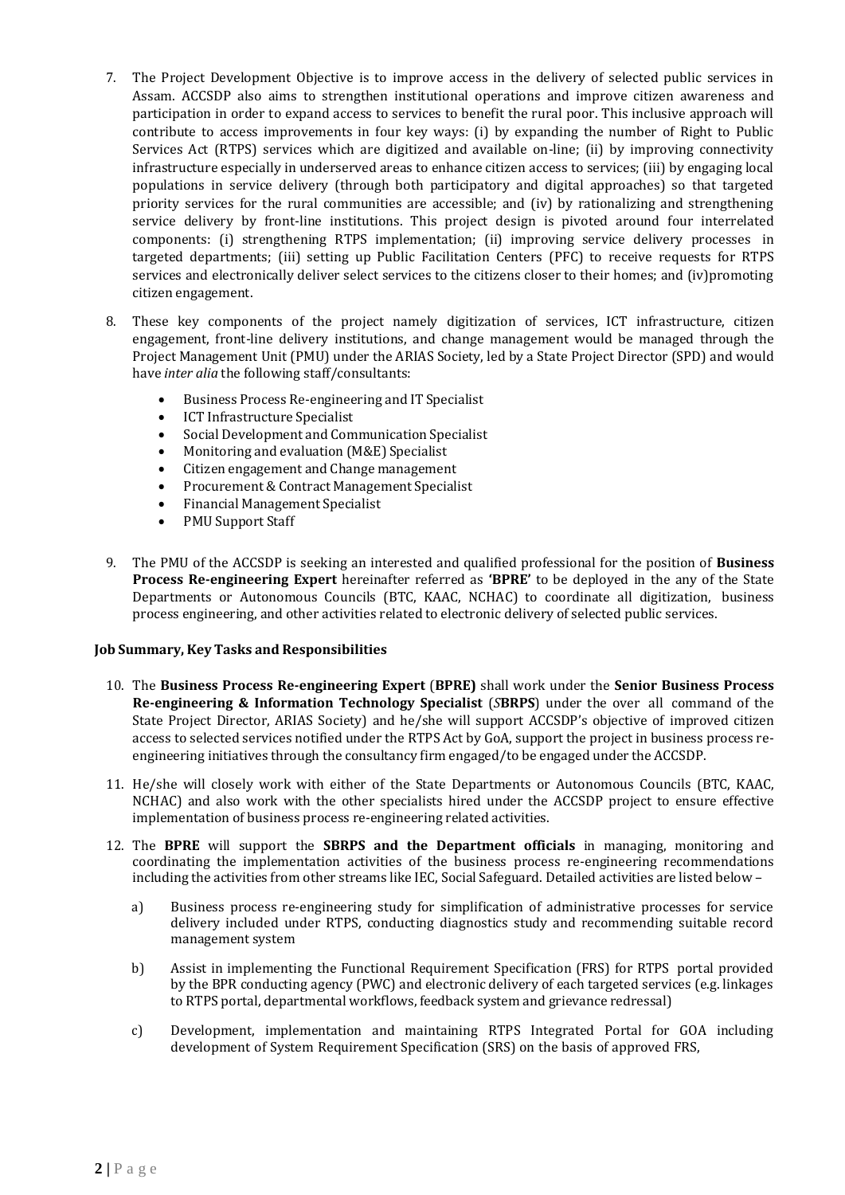7. The Project Development Objective is to improve access in the delivery of selected public services in Assam. ACCSDP also aims to strengthen institutional operations and improve citizen awareness and participation in order to expand access to services to benefit the rural poor. This inclusive approach will contribute to access improvements in four key ways: (i) by expanding the number of Right to Public Services Act (RTPS) services which are digitized and available on-line; (ii) by improving connectivity infrastructure especially in underserved areas to enhance citizen access to services; (iii) by engaging local populations in service delivery (through both participatory and digital approaches) so that targeted priority services for the rural communities are accessible; and (iv) by rationalizing and strengthening service delivery by front-line institutions. This project design is pivoted around four interrelated components: (i) strengthening RTPS implementation; (ii) improving service delivery processes in targeted departments; (iii) setting up Public Facilitation Centers (PFC) to receive requests for RTPS services and electronically deliver select services to the citizens closer to their homes; and (iv)promoting citizen engagement.

8. These key components of the project namely digitization of services, ICT infrastructure, citizen engagement, front-line delivery institutions, and change management would be managed through the Project Management Unit (PMU) under the ARIAS Society, led by a State Project Director (SPD) and would have *inter alia* the following staff/consultants:

    - Business Process Re-engineering and IT Specialist
    - ICT Infrastructure Specialist
    - Social Development and Communication Specialist
    - Monitoring and evaluation (M&E) Specialist
    - Citizen engagement and Change management
    - Procurement & Contract Management Specialist
    - Financial Management Specialist
    - PMU Support Staff

9. The PMU of the ACCSDP is seeking an interested and qualified professional for the position of **Business Process Re-engineering Expert** hereinafter referred as **'BPRE'** to be deployed in the any of the State Departments or Autonomous Councils (BTC, KAAC, NCHAC) to coordinate all digitization, business process engineering, and other activities related to electronic delivery of selected public services.

**Job Summary, Key Tasks and Responsibilities**

10. The **Business Process Re-engineering Expert** (**BPRE)** shall work under the **Senior Business Process Re-engineering & Information Technology Specialist** (*S***BRPS**) under the over all command of the State Project Director, ARIAS Society) and he/she will support ACCSDP's objective of improved citizen access to selected services notified under the RTPS Act by GoA, support the project in business process re-engineering initiatives through the consultancy firm engaged/to be engaged under the ACCSDP.

11. He/she will closely work with either of the State Departments or Autonomous Councils (BTC, KAAC, NCHAC) and also work with the other specialists hired under the ACCSDP project to ensure effective implementation of business process re-engineering related activities.

12. The **BPRE** will support the **SBRPS and the Department officials** in managing, monitoring and coordinating the implementation activities of the business process re-engineering recommendations including the activities from other streams like IEC, Social Safeguard. Detailed activities are listed below –

    a) Business process re-engineering study for simplification of administrative processes for service delivery included under RTPS, conducting diagnostics study and recommending suitable record management system

    b) Assist in implementing the Functional Requirement Specification (FRS) for RTPS portal provided by the BPR conducting agency (PWC) and electronic delivery of each targeted services (e.g. linkages to RTPS portal, departmental workflows, feedback system and grievance redressal)

    c) Development, implementation and maintaining RTPS Integrated Portal for GOA including development of System Requirement Specification (SRS) on the basis of approved FRS,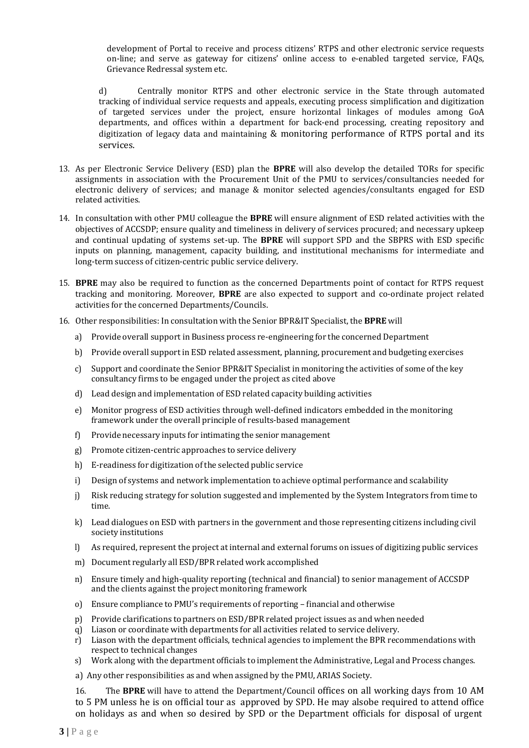development of Portal to receive and process citizens' RTPS and other electronic service requests on-line; and serve as gateway for citizens' online access to e-enabled targeted service, FAQs, Grievance Redressal system etc.

d) Centrally monitor RTPS and other electronic service in the State through automated tracking of individual service requests and appeals, executing process simplification and digitization of targeted services under the project, ensure horizontal linkages of modules among GoA departments, and offices within a department for back-end processing, creating repository and digitization of legacy data and maintaining & monitoring performance of RTPS portal and its services.

13. As per Electronic Service Delivery (ESD) plan the **BPRE** will also develop the detailed TORs for specific assignments in association with the Procurement Unit of the PMU to services/consultancies needed for electronic delivery of services; and manage & monitor selected agencies/consultants engaged for ESD related activities.

14. In consultation with other PMU colleague the **BPRE** will ensure alignment of ESD related activities with the objectives of ACCSDP; ensure quality and timeliness in delivery of services procured; and necessary upkeep and continual updating of systems set-up. The **BPRE** will support SPD and the SBPRS with ESD specific inputs on planning, management, capacity building, and institutional mechanisms for intermediate and long-term success of citizen-centric public service delivery.

15. **BPRE** may also be required to function as the concerned Departments point of contact for RTPS request tracking and monitoring. Moreover, **BPRE** are also expected to support and co-ordinate project related activities for the concerned Departments/Councils.

16. Other responsibilities: In consultation with the Senior BPR&IT Specialist, the **BPRE** will

   a) Provide overall support in Business process re-engineering for the concerned Department
   
   b) Provide overall support in ESD related assessment, planning, procurement and budgeting exercises
   
   c) Support and coordinate the Senior BPR&IT Specialist in monitoring the activities of some of the key consultancy firms to be engaged under the project as cited above
   
   d) Lead design and implementation of ESD related capacity building activities
   
   e) Monitor progress of ESD activities through well-defined indicators embedded in the monitoring framework under the overall principle of results-based management
   
   f) Provide necessary inputs for intimating the senior management
   
   g) Promote citizen-centric approaches to service delivery
   
   h) E-readiness for digitization of the selected public service
   
   i) Design of systems and network implementation to achieve optimal performance and scalability
   
   j) Risk reducing strategy for solution suggested and implemented by the System Integrators from time to time.
   
   k) Lead dialogues on ESD with partners in the government and those representing citizens including civil society institutions
   
   l) As required, represent the project at internal and external forums on issues of digitizing public services
   
   m) Document regularly all ESD/BPR related work accomplished
   
   n) Ensure timely and high-quality reporting (technical and financial) to senior management of ACCSDP and the clients against the project monitoring framework
   
   o) Ensure compliance to PMU's requirements of reporting – financial and otherwise
   
   p) Provide clarifications to partners on ESD/BPR related project issues as and when needed
   
   q) Liason or coordinate with departments for all activities related to service delivery.
   
   r) Liason with the department officials, technical agencies to implement the BPR recommendations with respect to technical changes
   
   s) Work along with the department officials to implement the Administrative, Legal and Process changes.
   
   a) Any other responsibilities as and when assigned by the PMU, ARIAS Society.

16. The **BPRE** will have to attend the Department/Council offices on all working days from 10 AM to 5 PM unless he is on official tour as approved by SPD. He may alsobe required to attend office on holidays as and when so desired by SPD or the Department officials for disposal of urgent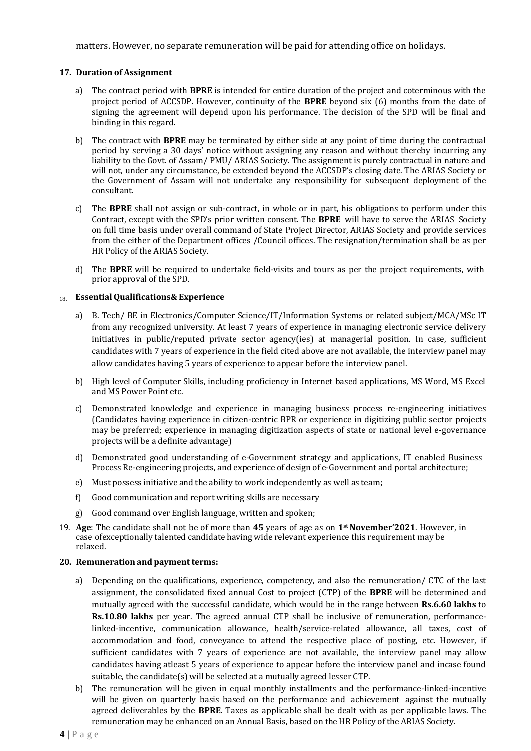matters. However, no separate remuneration will be paid for attending office on holidays.

**17. Duration of Assignment**

a) The contract period with **BPRE** is intended for entire duration of the project and coterminous with the project period of ACCSDP. However, continuity of the **BPRE** beyond six (6) months from the date of signing the agreement will depend upon his performance. The decision of the SPD will be final and binding in this regard.

b) The contract with **BPRE** may be terminated by either side at any point of time during the contractual period by serving a 30 days' notice without assigning any reason and without thereby incurring any liability to the Govt. of Assam/ PMU/ ARIAS Society. The assignment is purely contractual in nature and will not, under any circumstance, be extended beyond the ACCSDP's closing date. The ARIAS Society or the Government of Assam will not undertake any responsibility for subsequent deployment of the consultant.

c) The **BPRE** shall not assign or sub-contract, in whole or in part, his obligations to perform under this Contract, except with the SPD's prior written consent. The **BPRE** will have to serve the ARIAS Society on full time basis under overall command of State Project Director, ARIAS Society and provide services from the either of the Department offices /Council offices. The resignation/termination shall be as per HR Policy of the ARIAS Society.

d) The **BPRE** will be required to undertake field-visits and tours as per the project requirements, with prior approval of the SPD.

**18. Essential Qualifications& Experience**

a) B. Tech/ BE in Electronics/Computer Science/IT/Information Systems or related subject/MCA/MSc IT from any recognized university. At least 7 years of experience in managing electronic service delivery initiatives in public/reputed private sector agency(ies) at managerial position. In case, sufficient candidates with 7 years of experience in the field cited above are not available, the interview panel may allow candidates having 5 years of experience to appear before the interview panel.

b) High level of Computer Skills, including proficiency in Internet based applications, MS Word, MS Excel and MS Power Point etc.

c) Demonstrated knowledge and experience in managing business process re-engineering initiatives (Candidates having experience in citizen-centric BPR or experience in digitizing public sector projects may be preferred; experience in managing digitization aspects of state or national level e-governance projects will be a definite advantage)

d) Demonstrated good understanding of e-Government strategy and applications, IT enabled Business Process Re-engineering projects, and experience of design of e-Government and portal architecture;

e) Must possess initiative and the ability to work independently as well as team;

f) Good communication and report writing skills are necessary

g) Good command over English language, written and spoken;

19. **Age**: The candidate shall not be of more than **45** years of age as on **1st November'2021**. However, in case ofexceptionally talented candidate having wide relevant experience this requirement may be relaxed.

**20. Remuneration and payment terms:**

a) Depending on the qualifications, experience, competency, and also the remuneration/ CTC of the last assignment, the consolidated fixed annual Cost to project (CTP) of the **BPRE** will be determined and mutually agreed with the successful candidate, which would be in the range between **Rs.6.60 lakhs** to **Rs.10.80 lakhs** per year. The agreed annual CTP shall be inclusive of remuneration, performance-linked-incentive, communication allowance, health/service-related allowance, all taxes, cost of accommodation and food, conveyance to attend the respective place of posting, etc. However, if sufficient candidates with 7 years of experience are not available, the interview panel may allow candidates having atleast 5 years of experience to appear before the interview panel and incase found suitable, the candidate(s) will be selected at a mutually agreed lesser CTP.

b) The remuneration will be given in equal monthly installments and the performance-linked-incentive will be given on quarterly basis based on the performance and achievement against the mutually agreed deliverables by the **BPRE**. Taxes as applicable shall be dealt with as per applicable laws. The remuneration may be enhanced on an Annual Basis, based on the HR Policy of the ARIAS Society.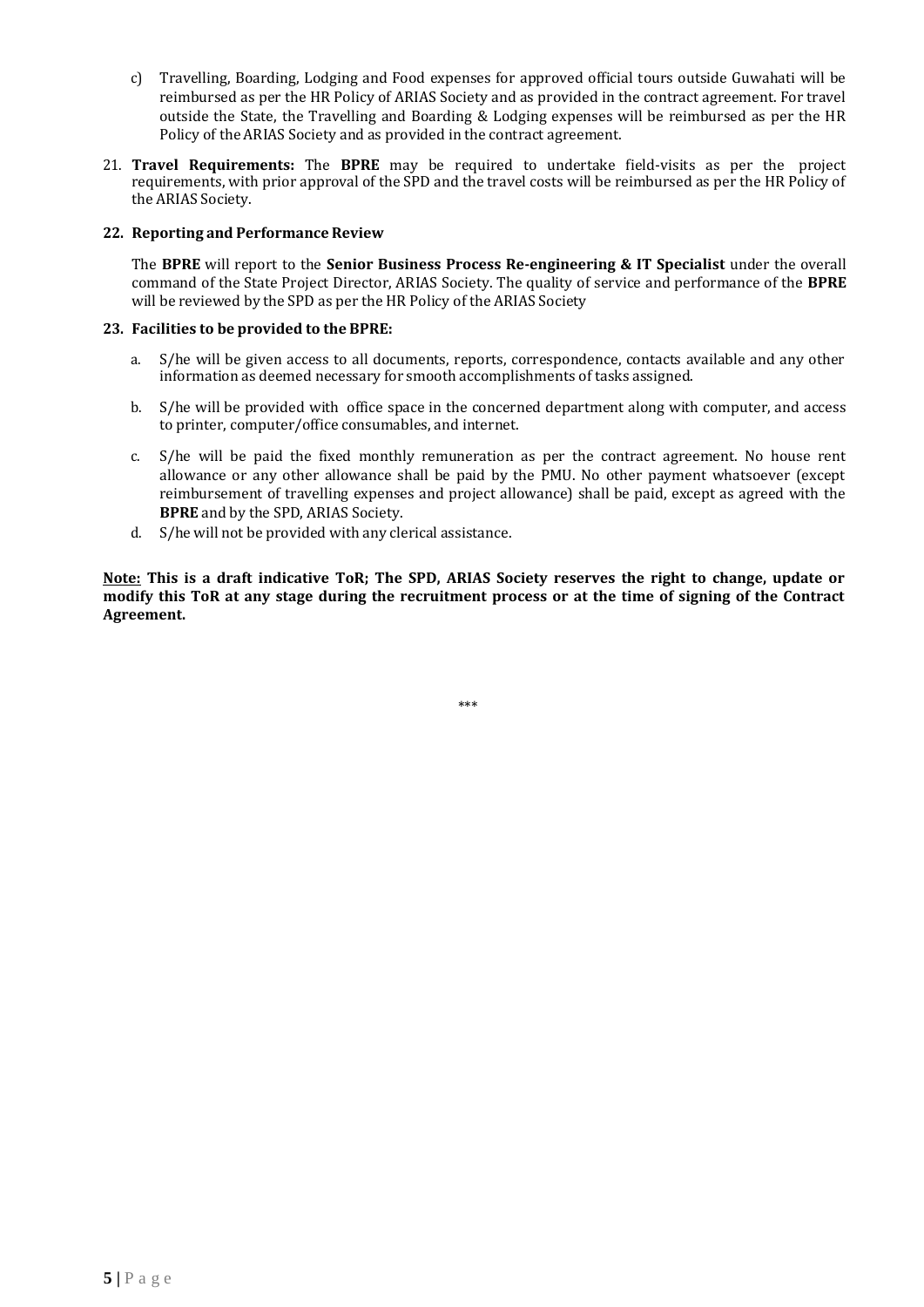c) Travelling, Boarding, Lodging and Food expenses for approved official tours outside Guwahati will be reimbursed as per the HR Policy of ARIAS Society and as provided in the contract agreement. For travel outside the State, the Travelling and Boarding & Lodging expenses will be reimbursed as per the HR Policy of the ARIAS Society and as provided in the contract agreement.

21. **Travel Requirements:** The **BPRE** may be required to undertake field-visits as per the project requirements, with prior approval of the SPD and the travel costs will be reimbursed as per the HR Policy of the ARIAS Society.

**22. Reporting and Performance Review**

The **BPRE** will report to the **Senior Business Process Re-engineering & IT Specialist** under the overall command of the State Project Director, ARIAS Society. The quality of service and performance of the **BPRE** will be reviewed by the SPD as per the HR Policy of the ARIAS Society

**23. Facilities to be provided to the BPRE:**

a. S/he will be given access to all documents, reports, correspondence, contacts available and any other information as deemed necessary for smooth accomplishments of tasks assigned.

b. S/he will be provided with office space in the concerned department along with computer, and access to printer, computer/office consumables, and internet.

c. S/he will be paid the fixed monthly remuneration as per the contract agreement. No house rent allowance or any other allowance shall be paid by the PMU. No other payment whatsoever (except reimbursement of travelling expenses and project allowance) shall be paid, except as agreed with the **BPRE** and by the SPD, ARIAS Society.

d. S/he will not be provided with any clerical assistance.

**<u>Note:</u> This is a draft indicative ToR; The SPD, ARIAS Society reserves the right to change, update or modify this ToR at any stage during the recruitment process or at the time of signing of the Contract Agreement.**

\*\*\*